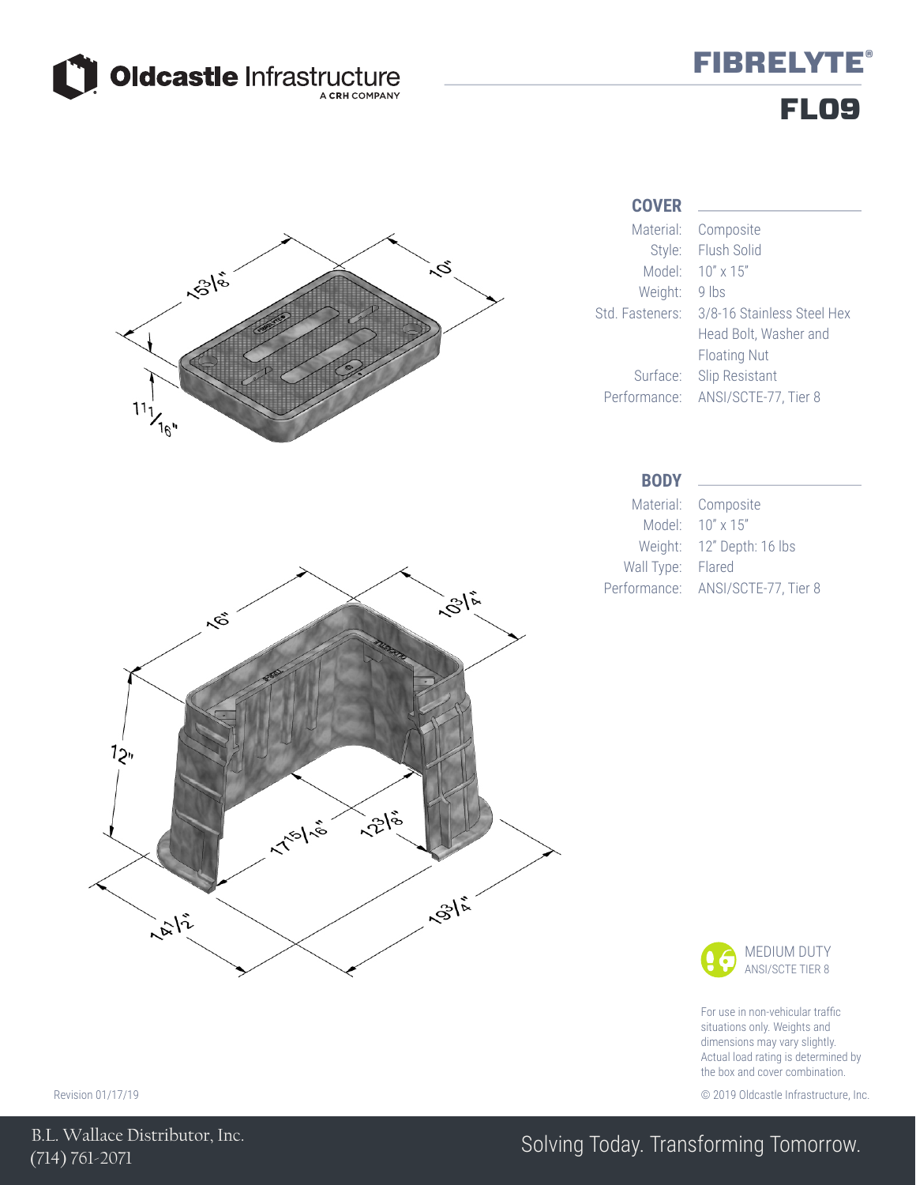Oldcastle Infrastructure
A CRH COMPANY

# FIBRELYTE®

# FL09

15 3/8"

10"

1 11/16"

16"

10 3/4"

12"

17 15/16"

12 3/8"

14 1/2"

19 3/4"

## COVER

| | |
|---|---|
| Material: | Composite |
| Style: | Flush Solid |
| Model: | 10" x 15" |
| Weight: | 9 lbs |
| Std. Fasteners: | 3/8-16 Stainless Steel Hex Head Bolt, Washer and Floating Nut |
| Surface: | Slip Resistant |
| Performance: | ANSI/SCTE-77, Tier 8 |

## BODY

| | |
|---|---|
| Material: | Composite |
| Model: | 10" x 15" |
| Weight: | 12" Depth: 16 lbs |
| Wall Type: | Flared |
| Performance: | ANSI/SCTE-77, Tier 8 |

MEDIUM DUTY
ANSI/SCTE TIER 8

For use in non-vehicular traffic situations only. Weights and dimensions may vary slightly. Actual load rating is determined by the box and cover combination.

Revision 01/17/19

© 2019 Oldcastle Infrastructure, Inc.

B.L. Wallace Distributor, Inc.
(714) 761-2071

Solving Today. Transforming Tomorrow.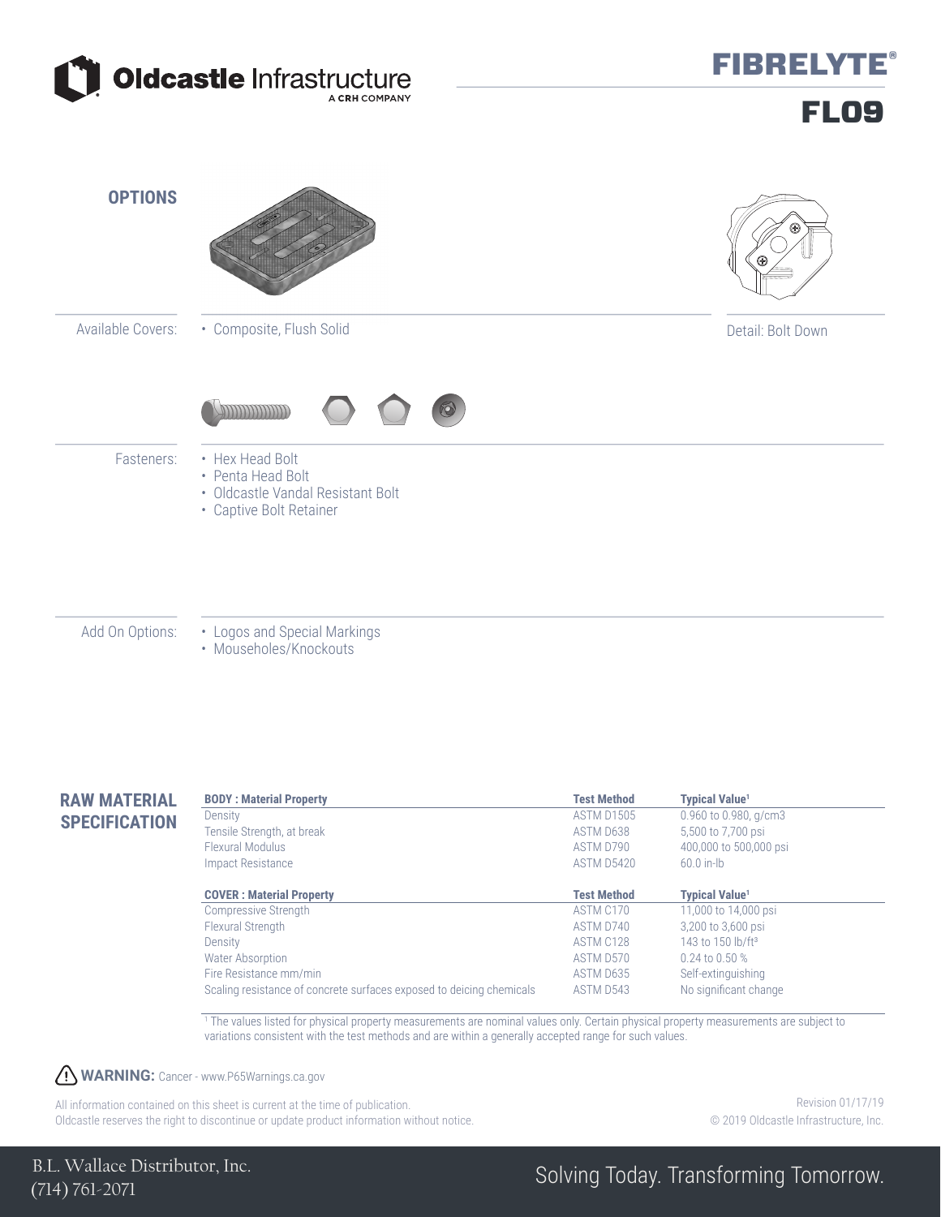# FIBRELYTE®

## FL09

## OPTIONS

Available Covers:

- Composite, Flush Solid

Detail: Bolt Down

Fasteners:

- Hex Head Bolt
- Penta Head Bolt
- Oldcastle Vandal Resistant Bolt
- Captive Bolt Retainer

Add On Options:

- Logos and Special Markings
- Mouseholes/Knockouts

## RAW MATERIAL SPECIFICATION

| BODY : Material Property | Test Method | Typical Value[1] |
|---|---|---|
| Density | ASTM D1505 | 0.960 to 0.980, g/cm3 |
| Tensile Strength, at break | ASTM D638 | 5,500 to 7,700 psi |
| Flexural Modulus | ASTM D790 | 400,000 to 500,000 psi |
| Impact Resistance | ASTM D5420 | 60.0 in-lb |

| COVER : Material Property | Test Method | Typical Value[1] |
|---|---|---|
| Compressive Strength | ASTM C170 | 11,000 to 14,000 psi |
| Flexural Strength | ASTM D740 | 3,200 to 3,600 psi |
| Density | ASTM C128 | 143 to 150 lb/ft³ |
| Water Absorption | ASTM D570 | 0.24 to 0.50 % |
| Fire Resistance mm/min | ASTM D635 | Self-extinguishing |
| Scaling resistance of concrete surfaces exposed to deicing chemicals | ASTM D543 | No significant change |

[1] The values listed for physical property measurements are nominal values only. Certain physical property measurements are subject to variations consistent with the test methods and are within a generally accepted range for such values.

**WARNING:** Cancer - www.P65Warnings.ca.gov

All information contained on this sheet is current at the time of publication.
Oldcastle reserves the right to discontinue or update product information without notice.

Revision 01/17/19
© 2019 Oldcastle Infrastructure, Inc.

B.L. Wallace Distributor, Inc.
(714) 761-2071

Solving Today. Transforming Tomorrow.